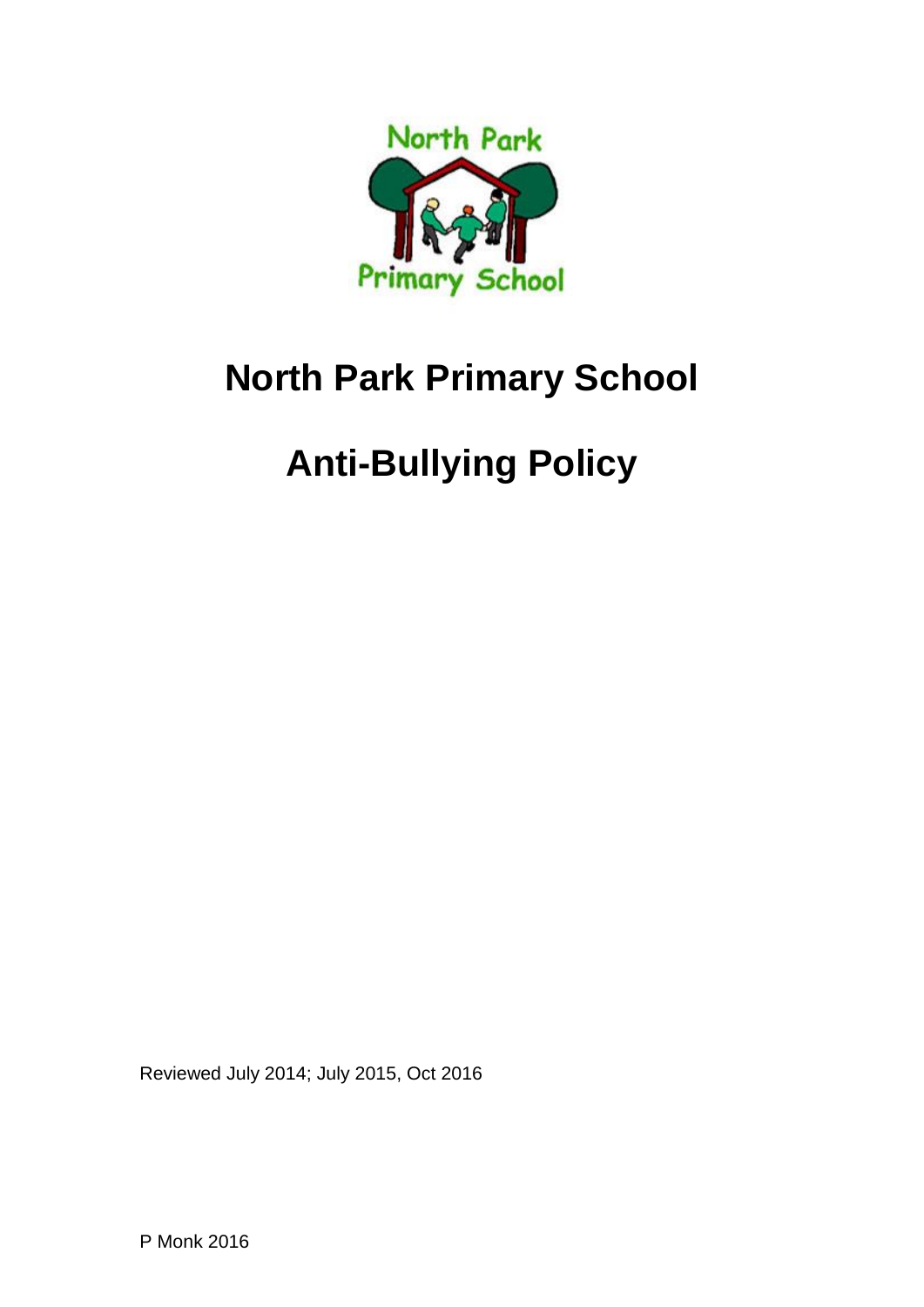# North Park Primary School

# Anti-Bullying Policy

Reviewed July 2014; July 2015, Oct 2016

P Monk 2016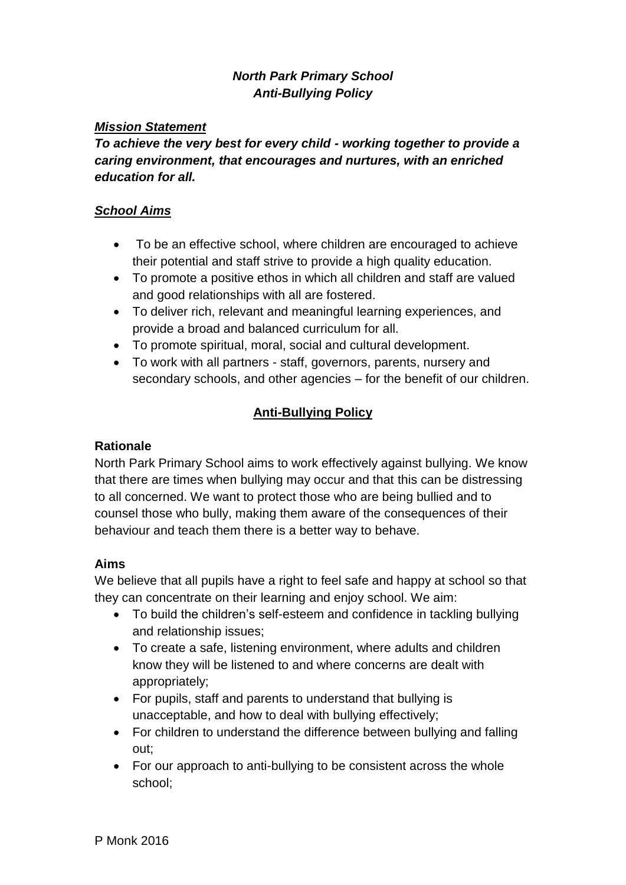***North Park Primary School***
***Anti-Bullying Policy***

***Mission Statement***

***To achieve the very best for every child - working together to provide a caring environment, that encourages and nurtures, with an enriched education for all.***

***School Aims***

- To be an effective school, where children are encouraged to achieve their potential and staff strive to provide a high quality education.
- To promote a positive ethos in which all children and staff are valued and good relationships with all are fostered.
- To deliver rich, relevant and meaningful learning experiences, and provide a broad and balanced curriculum for all.
- To promote spiritual, moral, social and cultural development.
- To work with all partners - staff, governors, parents, nursery and secondary schools, and other agencies – for the benefit of our children.

## Anti-Bullying Policy

**Rationale**

North Park Primary School aims to work effectively against bullying. We know that there are times when bullying may occur and that this can be distressing to all concerned. We want to protect those who are being bullied and to counsel those who bully, making them aware of the consequences of their behaviour and teach them there is a better way to behave.

**Aims**

We believe that all pupils have a right to feel safe and happy at school so that they can concentrate on their learning and enjoy school. We aim:

- To build the children's self-esteem and confidence in tackling bullying and relationship issues;
- To create a safe, listening environment, where adults and children know they will be listened to and where concerns are dealt with appropriately;
- For pupils, staff and parents to understand that bullying is unacceptable, and how to deal with bullying effectively;
- For children to understand the difference between bullying and falling out;
- For our approach to anti-bullying to be consistent across the whole school;

P Monk 2016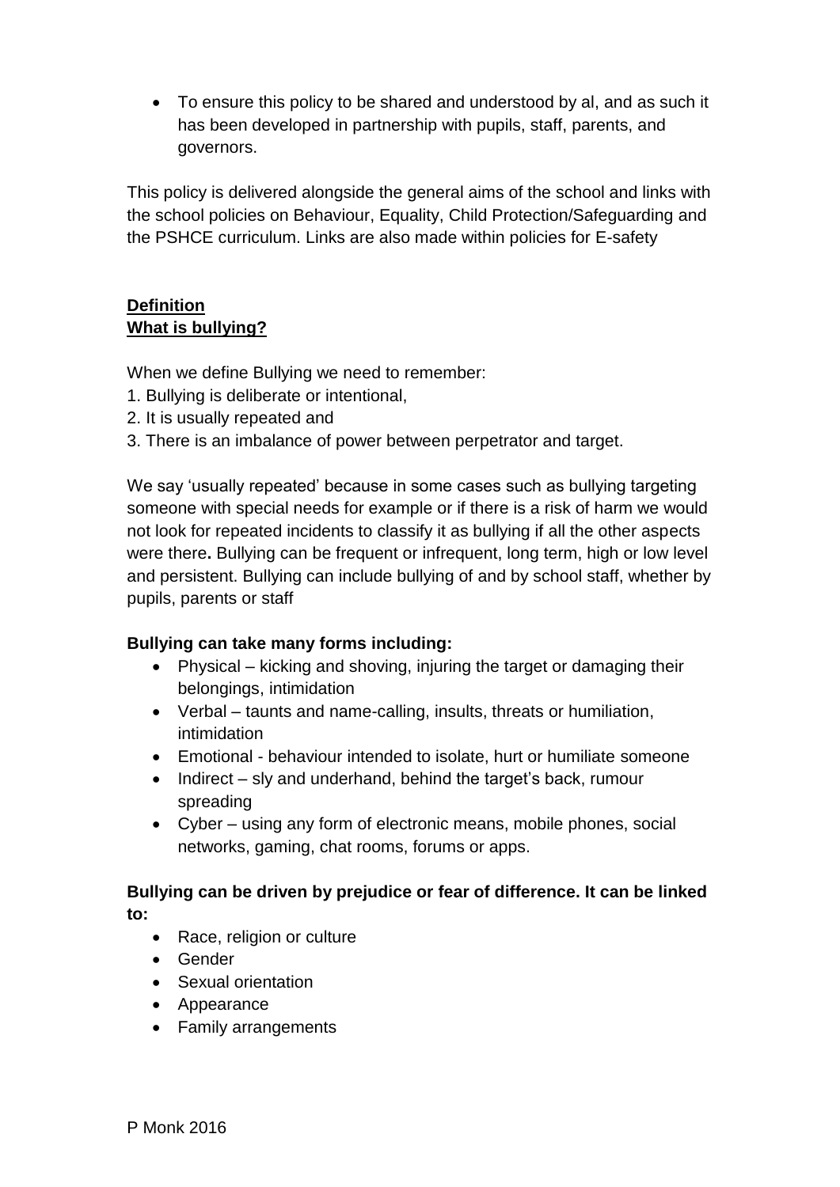- To ensure this policy to be shared and understood by al, and as such it has been developed in partnership with pupils, staff, parents, and governors.

This policy is delivered alongside the general aims of the school and links with the school policies on Behaviour, Equality, Child Protection/Safeguarding and the PSHCE curriculum. Links are also made within policies for E-safety

## **Definition**
## **What is bullying?**

When we define Bullying we need to remember:

1. Bullying is deliberate or intentional,
2. It is usually repeated and
3. There is an imbalance of power between perpetrator and target.

We say 'usually repeated' because in some cases such as bullying targeting someone with special needs for example or if there is a risk of harm we would not look for repeated incidents to classify it as bullying if all the other aspects were there**.** Bullying can be frequent or infrequent, long term, high or low level and persistent. Bullying can include bullying of and by school staff, whether by pupils, parents or staff

**Bullying can take many forms including:**

- Physical – kicking and shoving, injuring the target or damaging their belongings, intimidation
- Verbal – taunts and name-calling, insults, threats or humiliation, intimidation
- Emotional - behaviour intended to isolate, hurt or humiliate someone
- Indirect – sly and underhand, behind the target's back, rumour spreading
- Cyber – using any form of electronic means, mobile phones, social networks, gaming, chat rooms, forums or apps.

**Bullying can be driven by prejudice or fear of difference. It can be linked to:**

- Race, religion or culture
- Gender
- Sexual orientation
- Appearance
- Family arrangements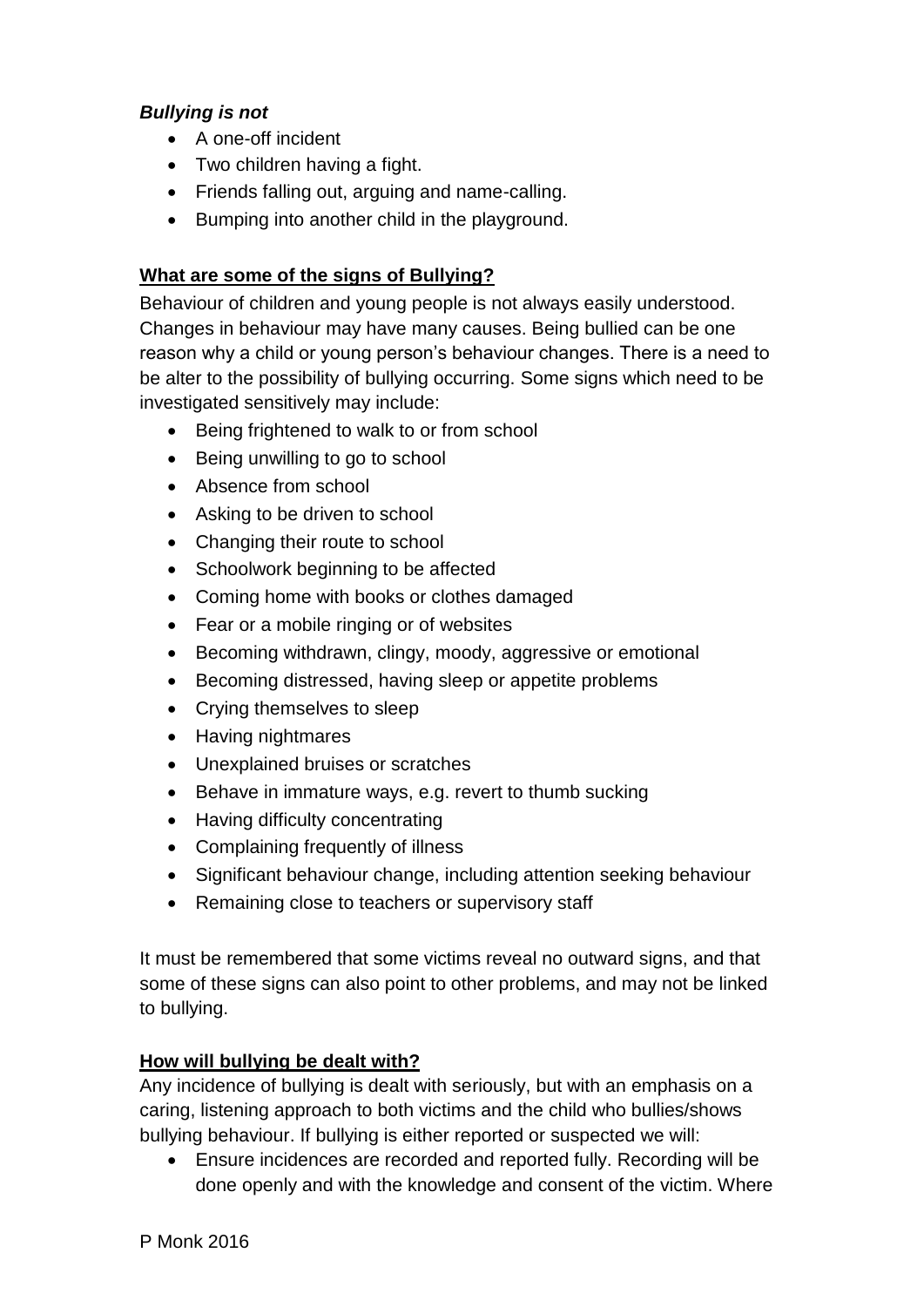***Bullying is not***

- A one-off incident
- Two children having a fight.
- Friends falling out, arguing and name-calling.
- Bumping into another child in the playground.

## **What are some of the signs of Bullying?**

Behaviour of children and young people is not always easily understood. Changes in behaviour may have many causes. Being bullied can be one reason why a child or young person's behaviour changes. There is a need to be alter to the possibility of bullying occurring. Some signs which need to be investigated sensitively may include:

- Being frightened to walk to or from school
- Being unwilling to go to school
- Absence from school
- Asking to be driven to school
- Changing their route to school
- Schoolwork beginning to be affected
- Coming home with books or clothes damaged
- Fear or a mobile ringing or of websites
- Becoming withdrawn, clingy, moody, aggressive or emotional
- Becoming distressed, having sleep or appetite problems
- Crying themselves to sleep
- Having nightmares
- Unexplained bruises or scratches
- Behave in immature ways, e.g. revert to thumb sucking
- Having difficulty concentrating
- Complaining frequently of illness
- Significant behaviour change, including attention seeking behaviour
- Remaining close to teachers or supervisory staff

It must be remembered that some victims reveal no outward signs, and that some of these signs can also point to other problems, and may not be linked to bullying.

## **How will bullying be dealt with?**

Any incidence of bullying is dealt with seriously, but with an emphasis on a caring, listening approach to both victims and the child who bullies/shows bullying behaviour. If bullying is either reported or suspected we will:

- Ensure incidences are recorded and reported fully. Recording will be done openly and with the knowledge and consent of the victim. Where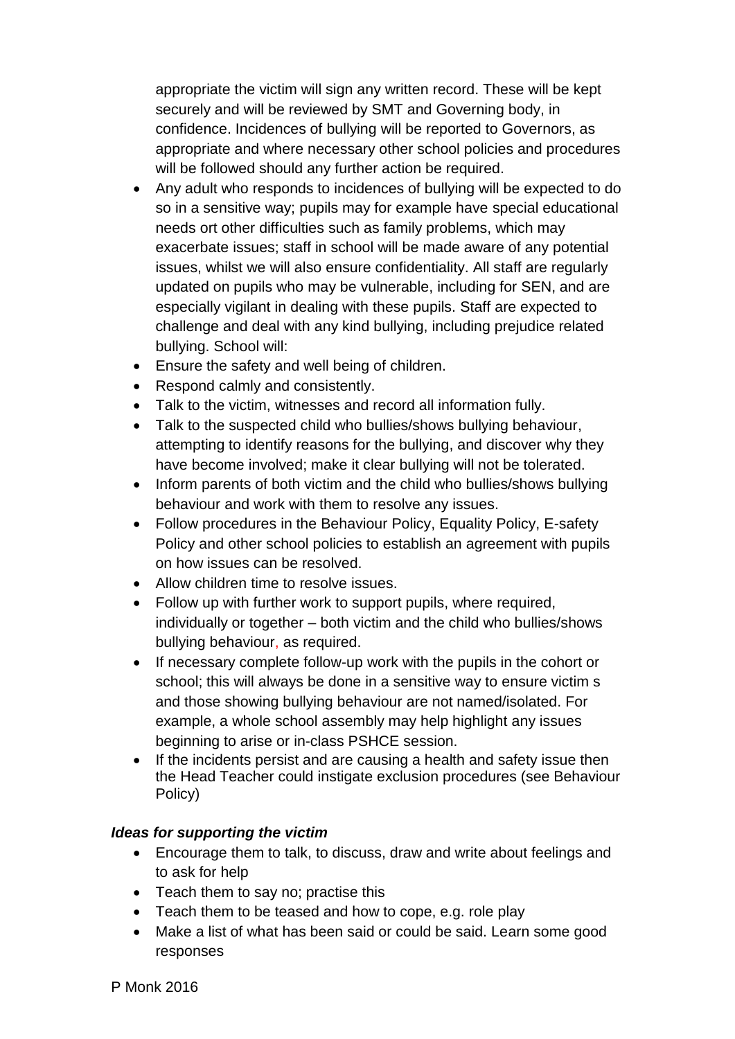appropriate the victim will sign any written record. These will be kept securely and will be reviewed by SMT and Governing body, in confidence. Incidences of bullying will be reported to Governors, as appropriate and where necessary other school policies and procedures will be followed should any further action be required.

- Any adult who responds to incidences of bullying will be expected to do so in a sensitive way; pupils may for example have special educational needs ort other difficulties such as family problems, which may exacerbate issues; staff in school will be made aware of any potential issues, whilst we will also ensure confidentiality. All staff are regularly updated on pupils who may be vulnerable, including for SEN, and are especially vigilant in dealing with these pupils. Staff are expected to challenge and deal with any kind bullying, including prejudice related bullying. School will:
- Ensure the safety and well being of children.
- Respond calmly and consistently.
- Talk to the victim, witnesses and record all information fully.
- Talk to the suspected child who bullies/shows bullying behaviour, attempting to identify reasons for the bullying, and discover why they have become involved; make it clear bullying will not be tolerated.
- Inform parents of both victim and the child who bullies/shows bullying behaviour and work with them to resolve any issues.
- Follow procedures in the Behaviour Policy, Equality Policy, E-safety Policy and other school policies to establish an agreement with pupils on how issues can be resolved.
- Allow children time to resolve issues.
- Follow up with further work to support pupils, where required, individually or together – both victim and the child who bullies/shows bullying behaviour, as required.
- If necessary complete follow-up work with the pupils in the cohort or school; this will always be done in a sensitive way to ensure victim s and those showing bullying behaviour are not named/isolated. For example, a whole school assembly may help highlight any issues beginning to arise or in-class PSHCE session.
- If the incidents persist and are causing a health and safety issue then the Head Teacher could instigate exclusion procedures (see Behaviour Policy)

***Ideas for supporting the victim***

- Encourage them to talk, to discuss, draw and write about feelings and to ask for help
- Teach them to say no; practise this
- Teach them to be teased and how to cope, e.g. role play
- Make a list of what has been said or could be said. Learn some good responses

P Monk 2016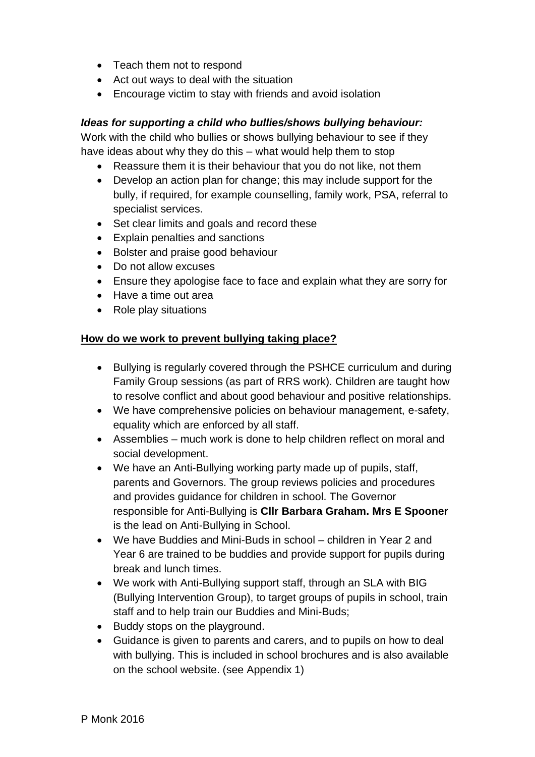- Teach them not to respond
- Act out ways to deal with the situation
- Encourage victim to stay with friends and avoid isolation

***Ideas for supporting a child who bullies/shows bullying behaviour:***

Work with the child who bullies or shows bullying behaviour to see if they have ideas about why they do this – what would help them to stop

- Reassure them it is their behaviour that you do not like, not them
- Develop an action plan for change; this may include support for the bully, if required, for example counselling, family work, PSA, referral to specialist services.
- Set clear limits and goals and record these
- Explain penalties and sanctions
- Bolster and praise good behaviour
- Do not allow excuses
- Ensure they apologise face to face and explain what they are sorry for
- Have a time out area
- Role play situations

<u>**How do we work to prevent bullying taking place?**</u>

- Bullying is regularly covered through the PSHCE curriculum and during Family Group sessions (as part of RRS work). Children are taught how to resolve conflict and about good behaviour and positive relationships.
- We have comprehensive policies on behaviour management, e-safety, equality which are enforced by all staff.
- Assemblies – much work is done to help children reflect on moral and social development.
- We have an Anti-Bullying working party made up of pupils, staff, parents and Governors. The group reviews policies and procedures and provides guidance for children in school. The Governor responsible for Anti-Bullying is **Cllr Barbara Graham. Mrs E Spooner** is the lead on Anti-Bullying in School.
- We have Buddies and Mini-Buds in school – children in Year 2 and Year 6 are trained to be buddies and provide support for pupils during break and lunch times.
- We work with Anti-Bullying support staff, through an SLA with BIG (Bullying Intervention Group), to target groups of pupils in school, train staff and to help train our Buddies and Mini-Buds;
- Buddy stops on the playground.
- Guidance is given to parents and carers, and to pupils on how to deal with bullying. This is included in school brochures and is also available on the school website. (see Appendix 1)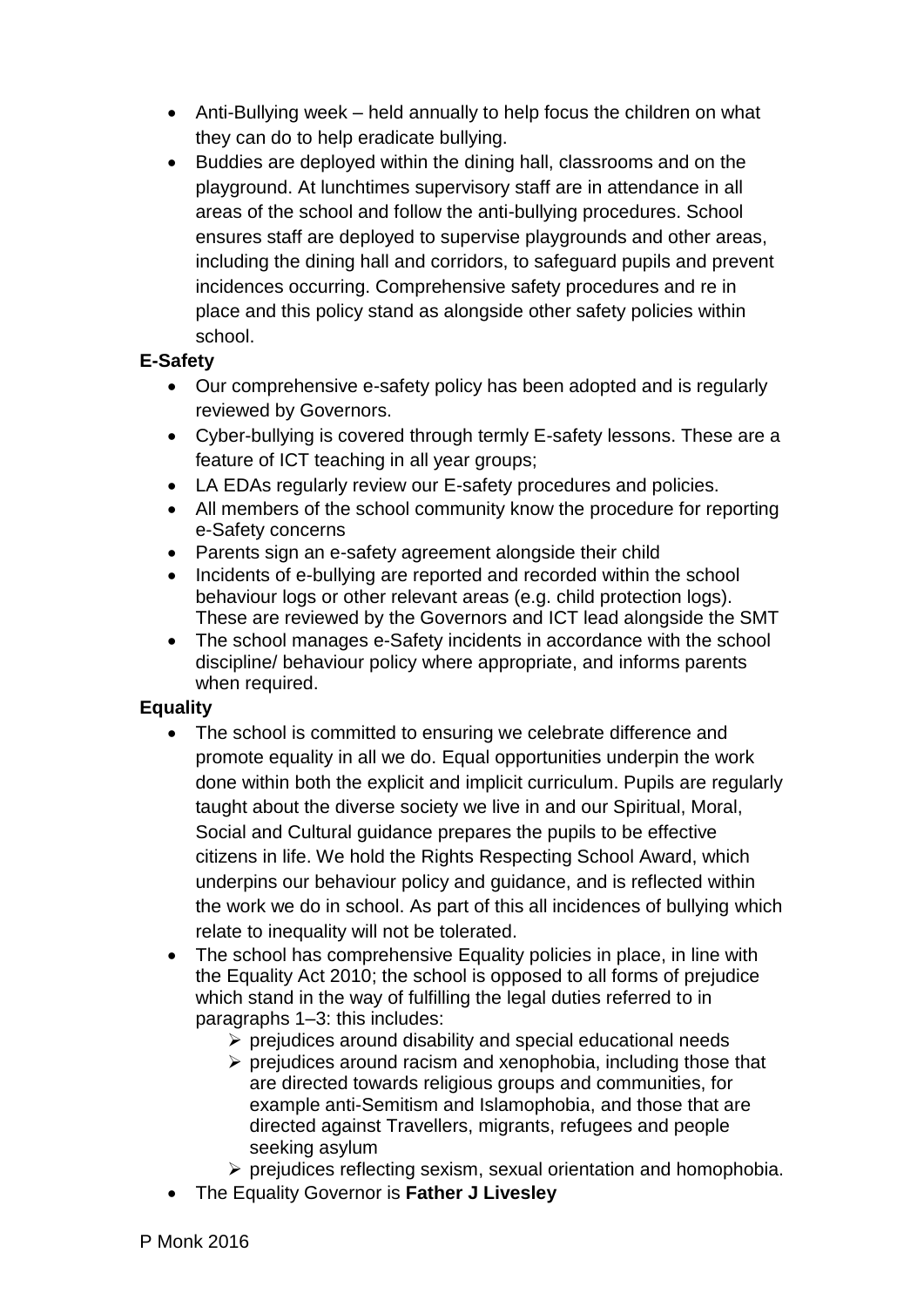- Anti-Bullying week – held annually to help focus the children on what they can do to help eradicate bullying.
- Buddies are deployed within the dining hall, classrooms and on the playground. At lunchtimes supervisory staff are in attendance in all areas of the school and follow the anti-bullying procedures. School ensures staff are deployed to supervise playgrounds and other areas, including the dining hall and corridors, to safeguard pupils and prevent incidences occurring. Comprehensive safety procedures and re in place and this policy stand as alongside other safety policies within school.

**E-Safety**

- Our comprehensive e-safety policy has been adopted and is regularly reviewed by Governors.
- Cyber-bullying is covered through termly E-safety lessons. These are a feature of ICT teaching in all year groups;
- LA EDAs regularly review our E-safety procedures and policies.
- All members of the school community know the procedure for reporting e-Safety concerns
- Parents sign an e-safety agreement alongside their child
- Incidents of e-bullying are reported and recorded within the school behaviour logs or other relevant areas (e.g. child protection logs). These are reviewed by the Governors and ICT lead alongside the SMT
- The school manages e-Safety incidents in accordance with the school discipline/ behaviour policy where appropriate, and informs parents when required.

**Equality**

- The school is committed to ensuring we celebrate difference and promote equality in all we do. Equal opportunities underpin the work done within both the explicit and implicit curriculum. Pupils are regularly taught about the diverse society we live in and our Spiritual, Moral, Social and Cultural guidance prepares the pupils to be effective citizens in life. We hold the Rights Respecting School Award, which underpins our behaviour policy and guidance, and is reflected within the work we do in school. As part of this all incidences of bullying which relate to inequality will not be tolerated.
- The school has comprehensive Equality policies in place, in line with the Equality Act 2010; the school is opposed to all forms of prejudice which stand in the way of fulfilling the legal duties referred to in paragraphs 1–3: this includes:
  - prejudices around disability and special educational needs
  - prejudices around racism and xenophobia, including those that are directed towards religious groups and communities, for example anti-Semitism and Islamophobia, and those that are directed against Travellers, migrants, refugees and people seeking asylum
  - prejudices reflecting sexism, sexual orientation and homophobia.
- The Equality Governor is **Father J Livesley**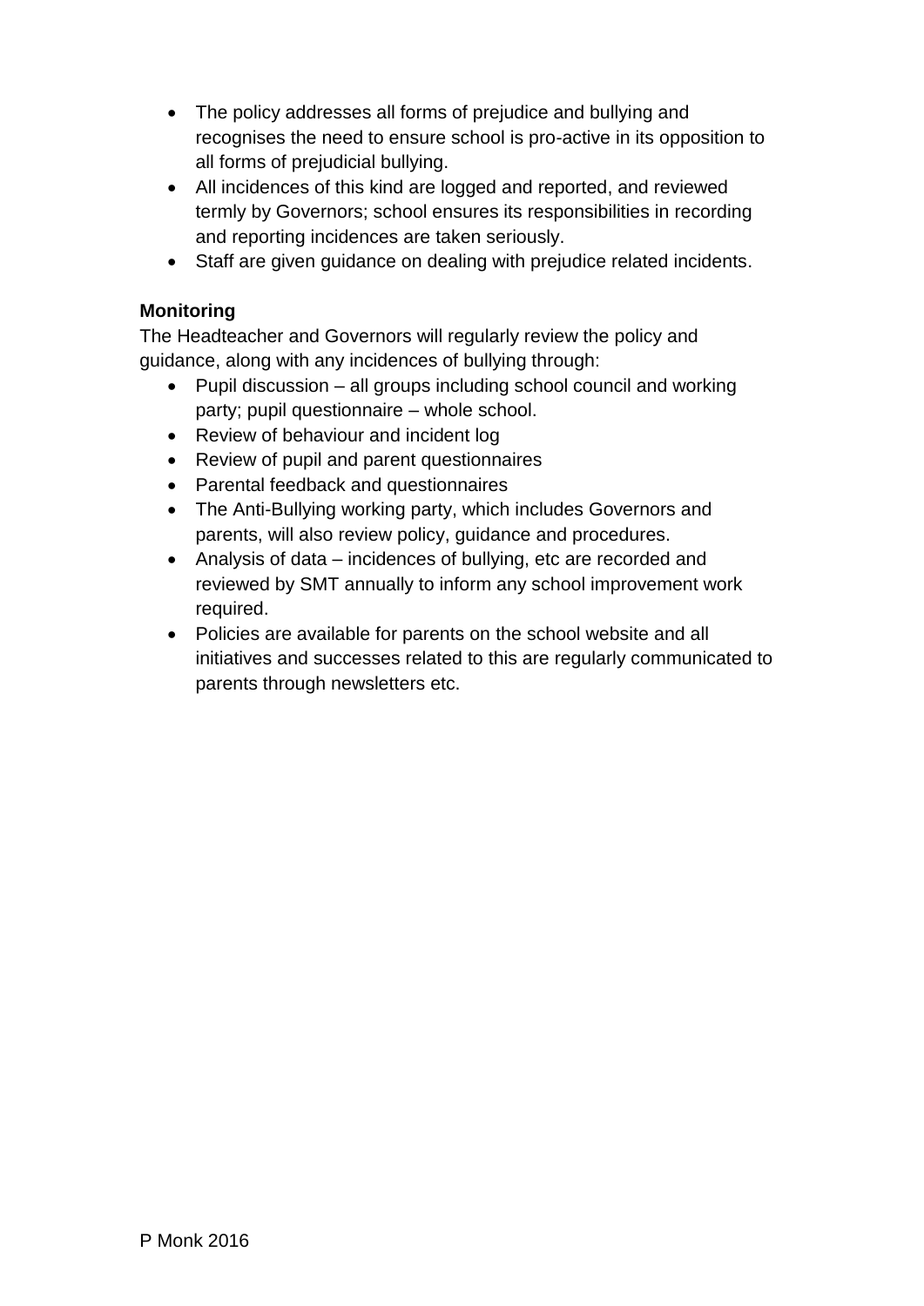- The policy addresses all forms of prejudice and bullying and recognises the need to ensure school is pro-active in its opposition to all forms of prejudicial bullying.
- All incidences of this kind are logged and reported, and reviewed termly by Governors; school ensures its responsibilities in recording and reporting incidences are taken seriously.
- Staff are given guidance on dealing with prejudice related incidents.

**Monitoring**

The Headteacher and Governors will regularly review the policy and guidance, along with any incidences of bullying through:

- Pupil discussion – all groups including school council and working party; pupil questionnaire – whole school.
- Review of behaviour and incident log
- Review of pupil and parent questionnaires
- Parental feedback and questionnaires
- The Anti-Bullying working party, which includes Governors and parents, will also review policy, guidance and procedures.
- Analysis of data – incidences of bullying, etc are recorded and reviewed by SMT annually to inform any school improvement work required.
- Policies are available for parents on the school website and all initiatives and successes related to this are regularly communicated to parents through newsletters etc.

P Monk 2016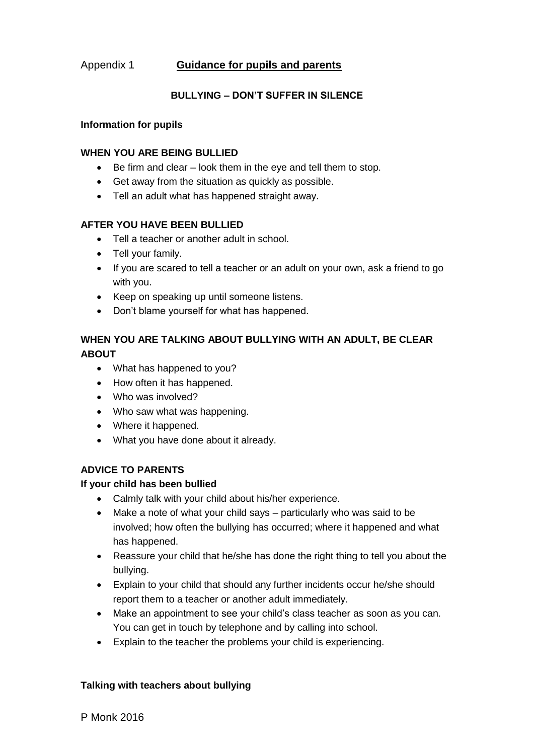Appendix 1 **Guidance for pupils and parents**

**BULLYING – DON'T SUFFER IN SILENCE**

**Information for pupils**

**WHEN YOU ARE BEING BULLIED**

- Be firm and clear – look them in the eye and tell them to stop.
- Get away from the situation as quickly as possible.
- Tell an adult what has happened straight away.

**AFTER YOU HAVE BEEN BULLIED**

- Tell a teacher or another adult in school.
- Tell your family.
- If you are scared to tell a teacher or an adult on your own, ask a friend to go with you.
- Keep on speaking up until someone listens.
- Don't blame yourself for what has happened.

**WHEN YOU ARE TALKING ABOUT BULLYING WITH AN ADULT, BE CLEAR ABOUT**

- What has happened to you?
- How often it has happened.
- Who was involved?
- Who saw what was happening.
- Where it happened.
- What you have done about it already.

**ADVICE TO PARENTS**

**If your child has been bullied**

- Calmly talk with your child about his/her experience.
- Make a note of what your child says – particularly who was said to be involved; how often the bullying has occurred; where it happened and what has happened.
- Reassure your child that he/she has done the right thing to tell you about the bullying.
- Explain to your child that should any further incidents occur he/she should report them to a teacher or another adult immediately.
- Make an appointment to see your child's class teacher as soon as you can. You can get in touch by telephone and by calling into school.
- Explain to the teacher the problems your child is experiencing.

**Talking with teachers about bullying**

P Monk 2016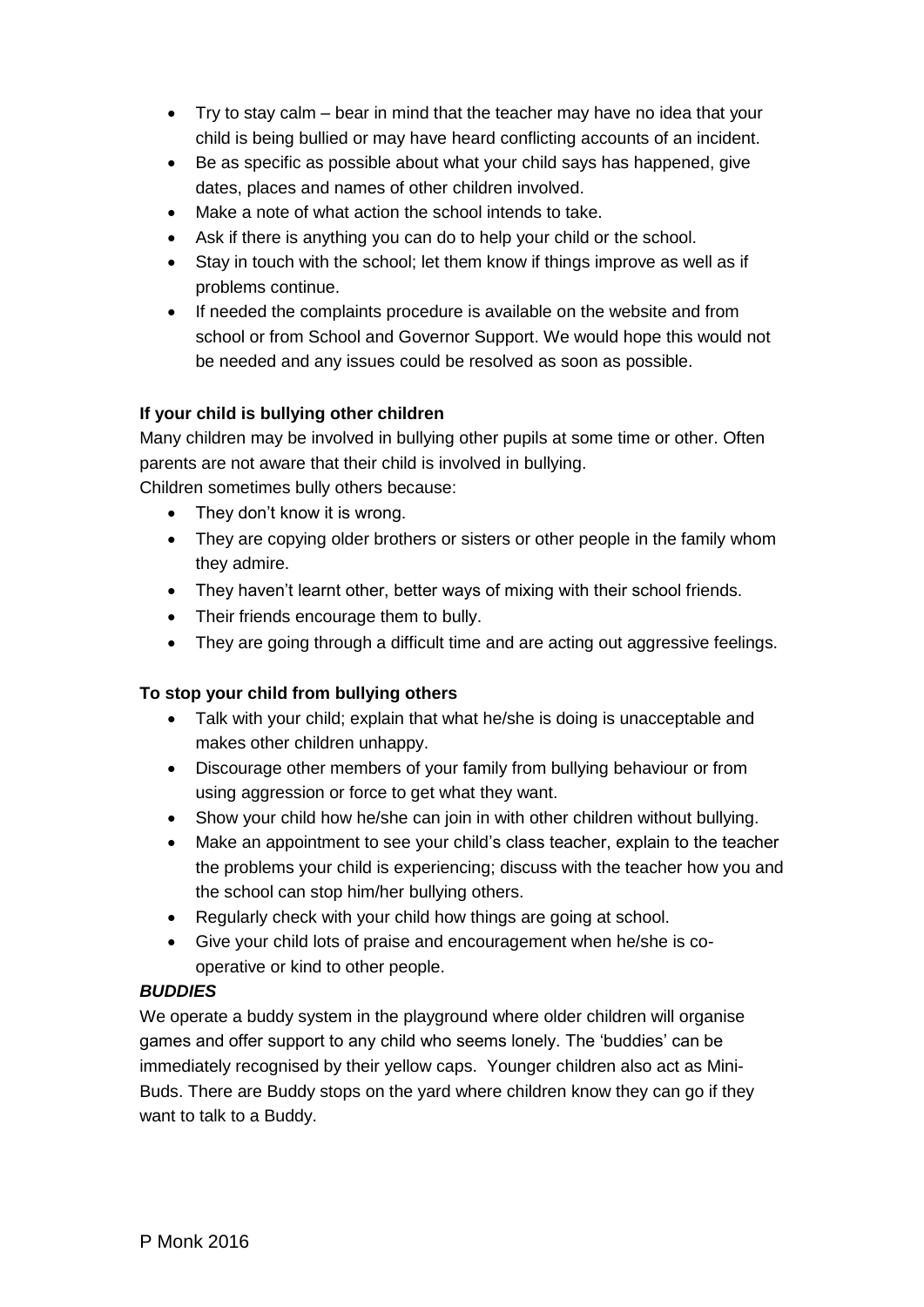- Try to stay calm – bear in mind that the teacher may have no idea that your child is being bullied or may have heard conflicting accounts of an incident.
- Be as specific as possible about what your child says has happened, give dates, places and names of other children involved.
- Make a note of what action the school intends to take.
- Ask if there is anything you can do to help your child or the school.
- Stay in touch with the school; let them know if things improve as well as if problems continue.
- If needed the complaints procedure is available on the website and from school or from School and Governor Support. We would hope this would not be needed and any issues could be resolved as soon as possible.

**If your child is bullying other children**

Many children may be involved in bullying other pupils at some time or other. Often parents are not aware that their child is involved in bullying.

Children sometimes bully others because:

- They don't know it is wrong.
- They are copying older brothers or sisters or other people in the family whom they admire.
- They haven't learnt other, better ways of mixing with their school friends.
- Their friends encourage them to bully.
- They are going through a difficult time and are acting out aggressive feelings.

**To stop your child from bullying others**

- Talk with your child; explain that what he/she is doing is unacceptable and makes other children unhappy.
- Discourage other members of your family from bullying behaviour or from using aggression or force to get what they want.
- Show your child how he/she can join in with other children without bullying.
- Make an appointment to see your child's class teacher, explain to the teacher the problems your child is experiencing; discuss with the teacher how you and the school can stop him/her bullying others.
- Regularly check with your child how things are going at school.
- Give your child lots of praise and encouragement when he/she is co-operative or kind to other people.

***BUDDIES***

We operate a buddy system in the playground where older children will organise games and offer support to any child who seems lonely. The 'buddies' can be immediately recognised by their yellow caps. Younger children also act as Mini-Buds. There are Buddy stops on the yard where children know they can go if they want to talk to a Buddy.

P Monk 2016